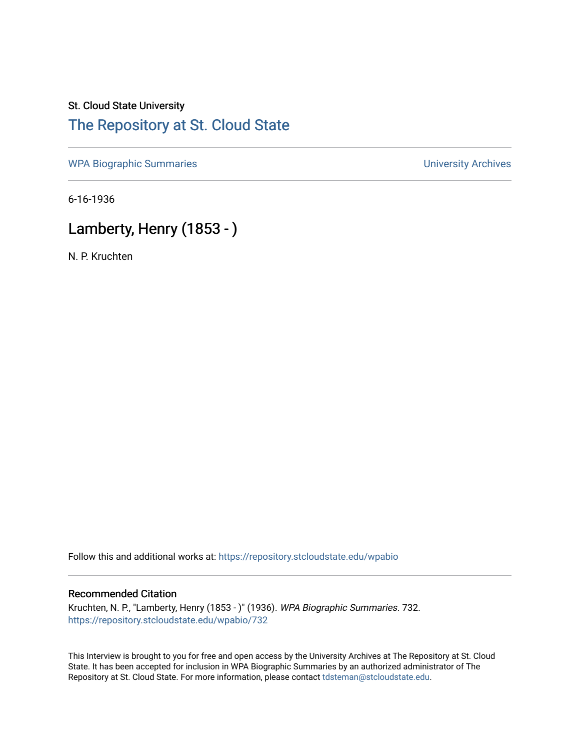St. Cloud State University

# The Repository at St. Cloud State

WPA Biographic Summaries | University Archives

6-16-1936

## Lamberty, Henry (1853 - )

N. P. Kruchten

Follow this and additional works at: https://repository.stcloudstate.edu/wpabio

### Recommended Citation

Kruchten, N. P., "Lamberty, Henry (1853 - )" (1936). *WPA Biographic Summaries*. 732.
https://repository.stcloudstate.edu/wpabio/732

This Interview is brought to you for free and open access by the University Archives at The Repository at St. Cloud State. It has been accepted for inclusion in WPA Biographic Summaries by an authorized administrator of The Repository at St. Cloud State. For more information, please contact tdsteman@stcloudstate.edu.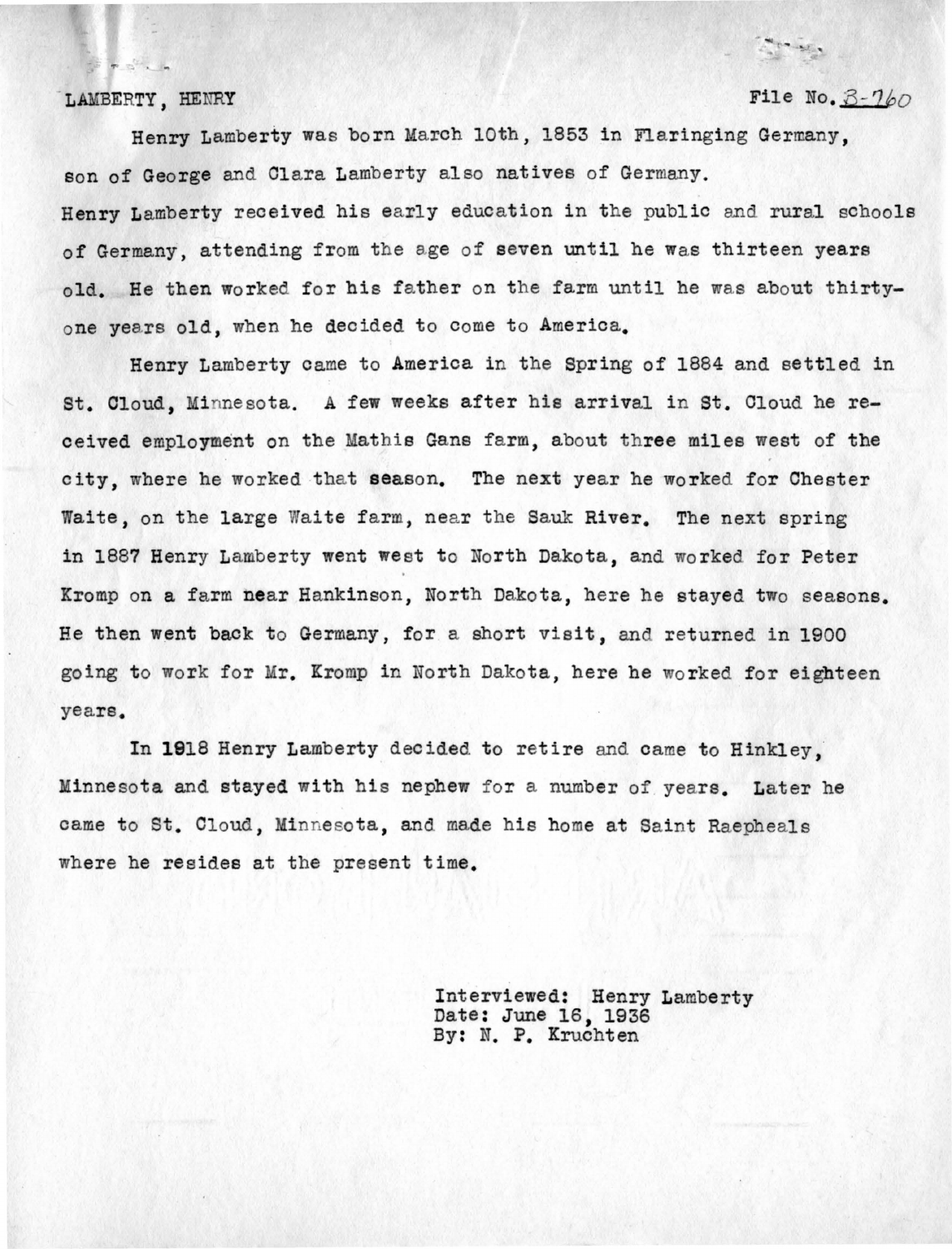LAMBERTY, HENRY File No. B-760

Henry Lamberty was born March 10th, 1853 in Flaringing Germany, son of George and Clara Lamberty also natives of Germany. Henry Lamberty received his early education in the public and rural schools of Germany, attending from the age of seven until he was thirteen years old. He then worked for his father on the farm until he was about thirty-one years old, when he decided to come to America.

Henry Lamberty came to America in the Spring of 1884 and settled in St. Cloud, Minnesota. A few weeks after his arrival in St. Cloud he received employment on the Mathis Gans farm, about three miles west of the city, where he worked that season. The next year he worked for Chester Waite, on the large Waite farm, near the Sauk River. The next spring in 1887 Henry Lamberty went west to North Dakota, and worked for Peter Kromp on a farm near Hankinson, North Dakota, here he stayed two seasons. He then went back to Germany, for a short visit, and returned in 1900 going to work for Mr. Kromp in North Dakota, here he worked for eighteen years.

In 1918 Henry Lamberty decided to retire and came to Hinkley, Minnesota and stayed with his nephew for a number of years. Later he came to St. Cloud, Minnesota, and made his home at Saint Raepheals where he resides at the present time.

Interviewed: Henry Lamberty
Date: June 16, 1936
By: N. P. Kruchten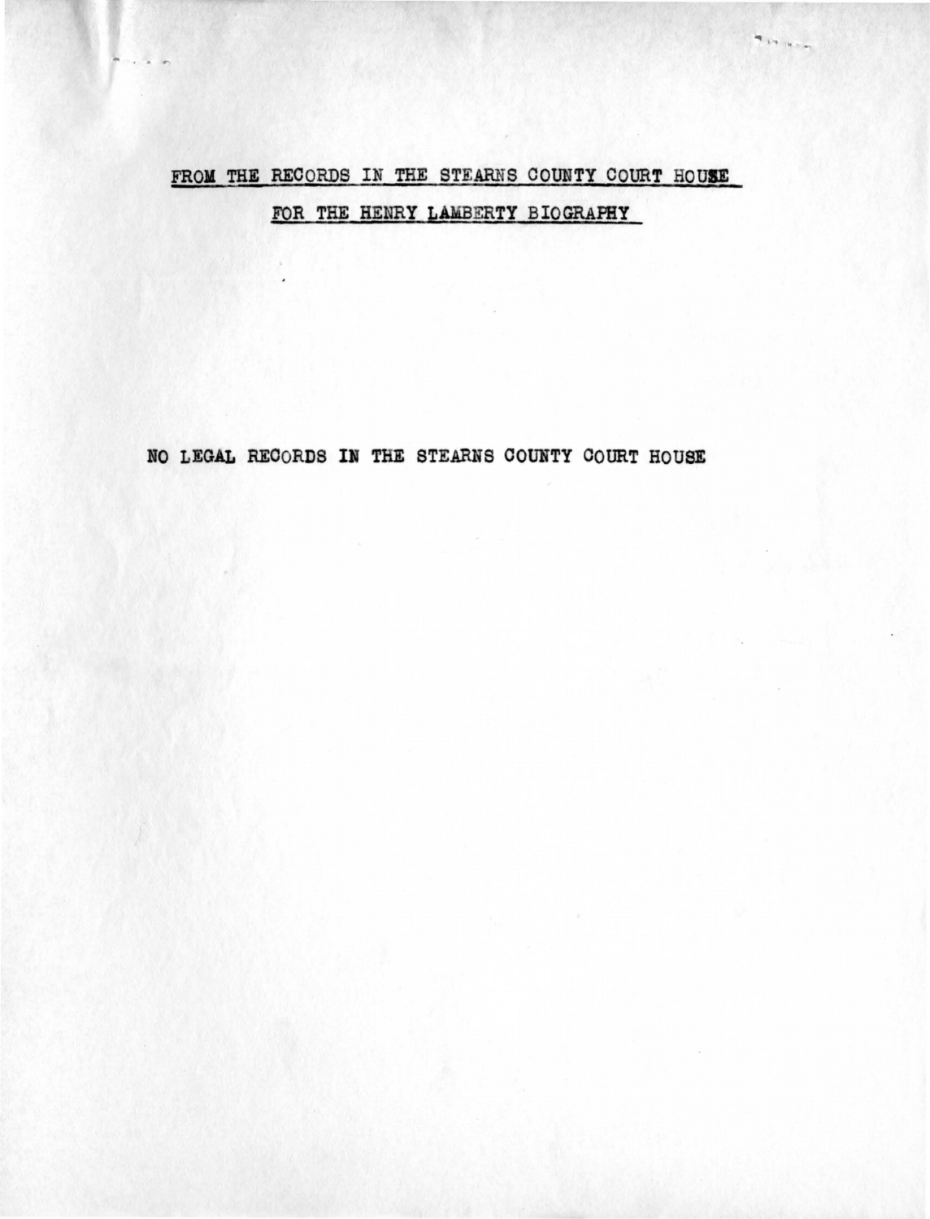<u>FROM THE RECORDS IN THE STEARNS COUNTY COURT HOUSE</u>

<u>FOR THE HENRY LAMBERTY BIOGRAPHY</u>

**NO LEGAL RECORDS IN THE STEARNS COUNTY COURT HOUSE**